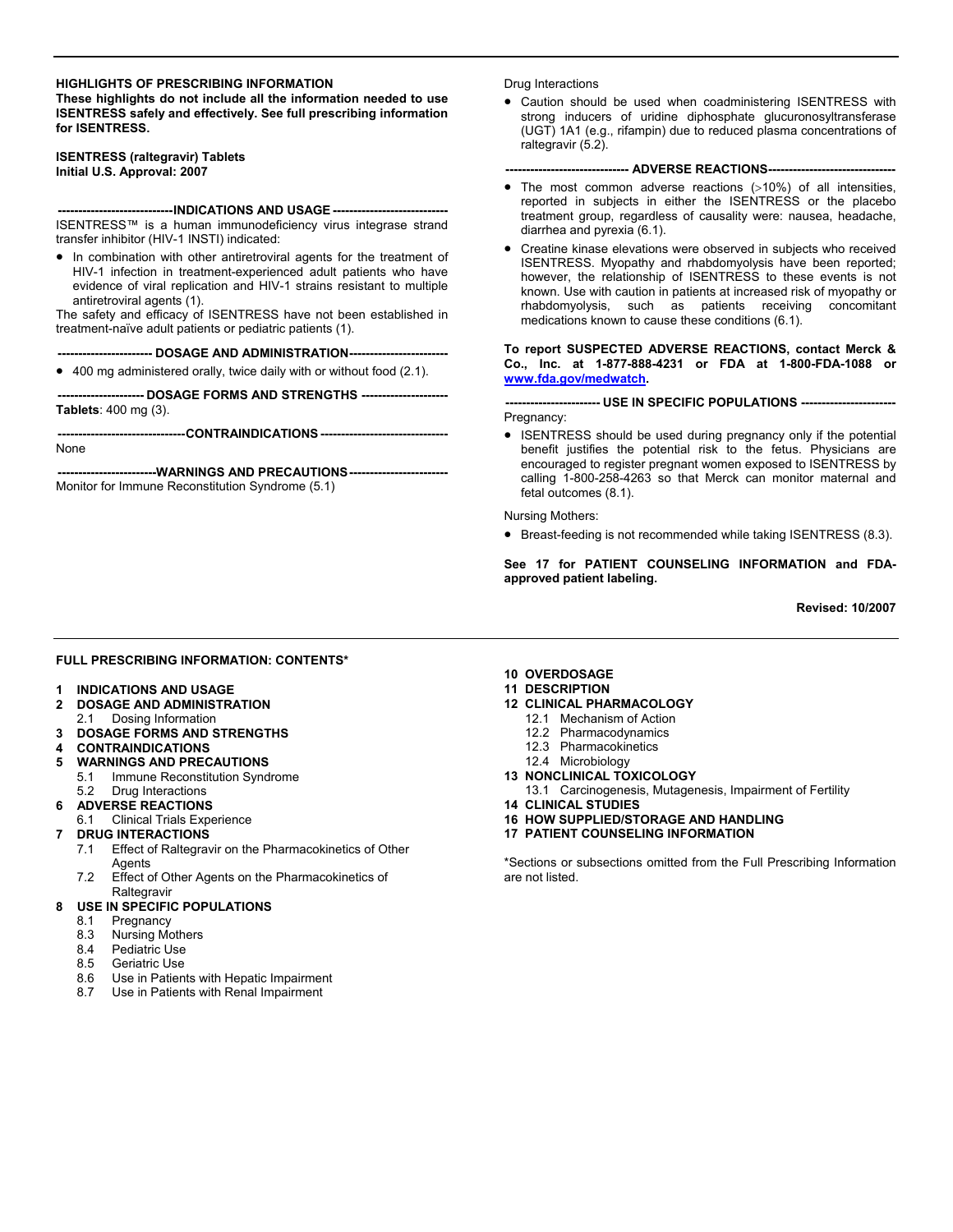**HIGHLIGHTS OF PRESCRIBING INFORMATION**
**These highlights do not include all the information needed to use ISENTRESS safely and effectively. See full prescribing information for ISENTRESS.**

**ISENTRESS (raltegravir) Tablets**
**Initial U.S. Approval: 2007**

**----------------------------INDICATIONS AND USAGE----------------------------**

ISENTRESS™ is a human immunodeficiency virus integrase strand transfer inhibitor (HIV-1 INSTI) indicated:

- In combination with other antiretroviral agents for the treatment of HIV-1 infection in treatment-experienced adult patients who have evidence of viral replication and HIV-1 strains resistant to multiple antiretroviral agents (1).

The safety and efficacy of ISENTRESS have not been established in treatment-naïve adult patients or pediatric patients (1).

**----------------------- DOSAGE AND ADMINISTRATION-----------------------**

- 400 mg administered orally, twice daily with or without food (2.1).

**--------------------- DOSAGE FORMS AND STRENGTHS ---------------------**

**Tablets**: 400 mg (3).

**-------------------------------CONTRAINDICATIONS-------------------------------**

None

**------------------------WARNINGS AND PRECAUTIONS------------------------**

Monitor for Immune Reconstitution Syndrome (5.1)

Drug Interactions

- Caution should be used when coadministering ISENTRESS with strong inducers of uridine diphosphate glucuronosyltransferase (UGT) 1A1 (e.g., rifampin) due to reduced plasma concentrations of raltegravir (5.2).

**------------------------------ ADVERSE REACTIONS-------------------------------**

- The most common adverse reactions (>10%) of all intensities, reported in subjects in either the ISENTRESS or the placebo treatment group, regardless of causality were: nausea, headache, diarrhea and pyrexia (6.1).
- Creatine kinase elevations were observed in subjects who received ISENTRESS. Myopathy and rhabdomyolysis have been reported; however, the relationship of ISENTRESS to these events is not known. Use with caution in patients at increased risk of myopathy or rhabdomyolysis, such as patients receiving concomitant medications known to cause these conditions (6.1).

**To report SUSPECTED ADVERSE REACTIONS, contact Merck & Co., Inc. at 1-877-888-4231 or FDA at 1-800-FDA-1088 or www.fda.gov/medwatch.**

**----------------------- USE IN SPECIFIC POPULATIONS -----------------------**

Pregnancy:

- ISENTRESS should be used during pregnancy only if the potential benefit justifies the potential risk to the fetus. Physicians are encouraged to register pregnant women exposed to ISENTRESS by calling 1-800-258-4263 so that Merck can monitor maternal and fetal outcomes (8.1).

Nursing Mothers:

- Breast-feeding is not recommended while taking ISENTRESS (8.3).

**See 17 for PATIENT COUNSELING INFORMATION and FDA-approved patient labeling.**

**Revised: 10/2007**

---

**FULL PRESCRIBING INFORMATION: CONTENTS***

**1 INDICATIONS AND USAGE**
**2 DOSAGE AND ADMINISTRATION**
 2.1 Dosing Information
**3 DOSAGE FORMS AND STRENGTHS**
**4 CONTRAINDICATIONS**
**5 WARNINGS AND PRECAUTIONS**
 5.1 Immune Reconstitution Syndrome
 5.2 Drug Interactions
**6 ADVERSE REACTIONS**
 6.1 Clinical Trials Experience
**7 DRUG INTERACTIONS**
 7.1 Effect of Raltegravir on the Pharmacokinetics of Other Agents
 7.2 Effect of Other Agents on the Pharmacokinetics of Raltegravir
**8 USE IN SPECIFIC POPULATIONS**
 8.1 Pregnancy
 8.3 Nursing Mothers
 8.4 Pediatric Use
 8.5 Geriatric Use
 8.6 Use in Patients with Hepatic Impairment
 8.7 Use in Patients with Renal Impairment
**10 OVERDOSAGE**
**11 DESCRIPTION**
**12 CLINICAL PHARMACOLOGY**
 12.1 Mechanism of Action
 12.2 Pharmacodynamics
 12.3 Pharmacokinetics
 12.4 Microbiology
**13 NONCLINICAL TOXICOLOGY**
 13.1 Carcinogenesis, Mutagenesis, Impairment of Fertility
**14 CLINICAL STUDIES**
**16 HOW SUPPLIED/STORAGE AND HANDLING**
**17 PATIENT COUNSELING INFORMATION**

*Sections or subsections omitted from the Full Prescribing Information are not listed.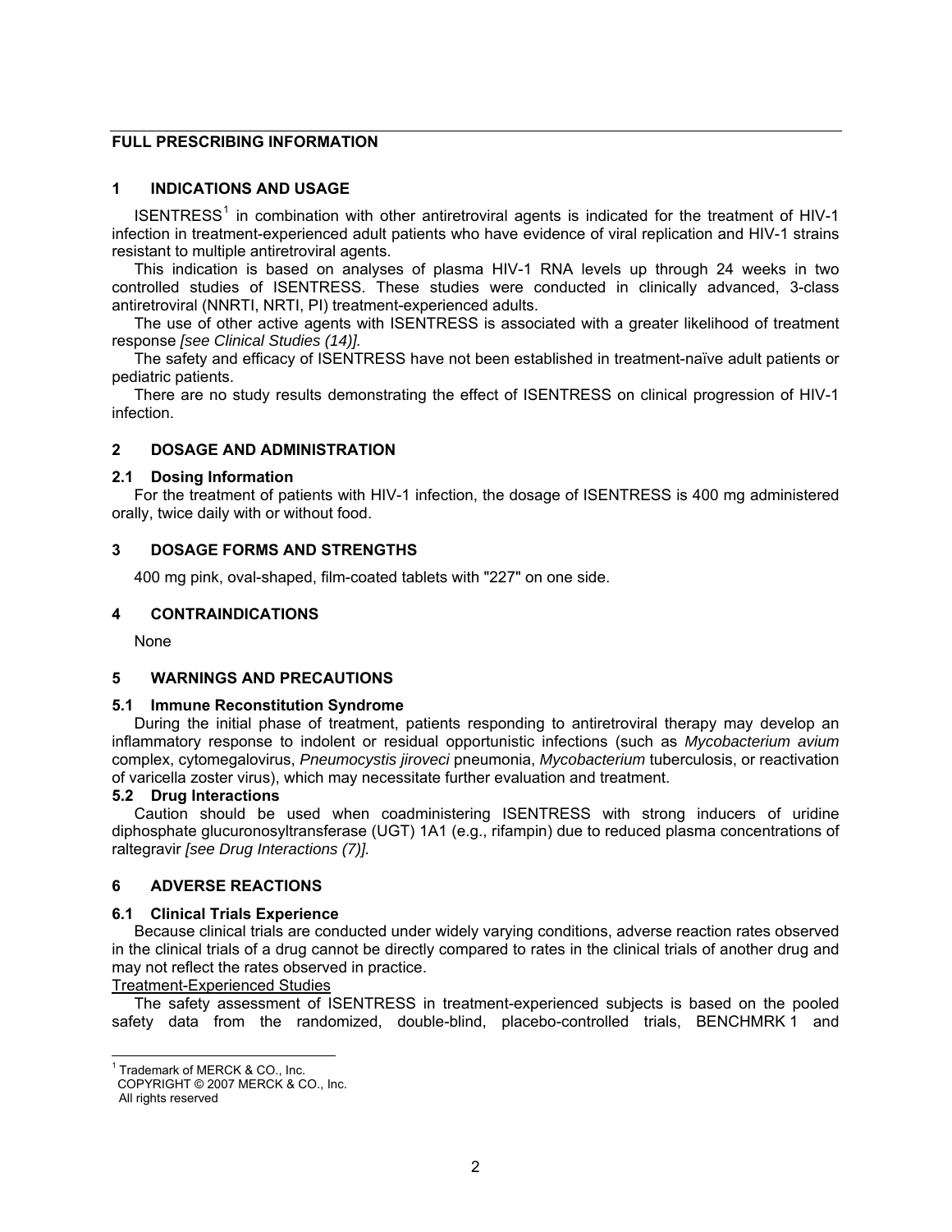## FULL PRESCRIBING INFORMATION

## 1 INDICATIONS AND USAGE

ISENTRESS[1] in combination with other antiretroviral agents is indicated for the treatment of HIV-1 infection in treatment-experienced adult patients who have evidence of viral replication and HIV-1 strains resistant to multiple antiretroviral agents.

This indication is based on analyses of plasma HIV-1 RNA levels up through 24 weeks in two controlled studies of ISENTRESS. These studies were conducted in clinically advanced, 3-class antiretroviral (NNRTI, NRTI, PI) treatment-experienced adults.

The use of other active agents with ISENTRESS is associated with a greater likelihood of treatment response *[see Clinical Studies (14)].*

The safety and efficacy of ISENTRESS have not been established in treatment-naïve adult patients or pediatric patients.

There are no study results demonstrating the effect of ISENTRESS on clinical progression of HIV-1 infection.

## 2 DOSAGE AND ADMINISTRATION

### 2.1 Dosing Information

For the treatment of patients with HIV-1 infection, the dosage of ISENTRESS is 400 mg administered orally, twice daily with or without food.

## 3 DOSAGE FORMS AND STRENGTHS

400 mg pink, oval-shaped, film-coated tablets with "227" on one side.

## 4 CONTRAINDICATIONS

None

## 5 WARNINGS AND PRECAUTIONS

### 5.1 Immune Reconstitution Syndrome

During the initial phase of treatment, patients responding to antiretroviral therapy may develop an inflammatory response to indolent or residual opportunistic infections (such as *Mycobacterium avium* complex, cytomegalovirus, *Pneumocystis jiroveci* pneumonia, *Mycobacterium* tuberculosis, or reactivation of varicella zoster virus), which may necessitate further evaluation and treatment.

### 5.2 Drug Interactions

Caution should be used when coadministering ISENTRESS with strong inducers of uridine diphosphate glucuronosyltransferase (UGT) 1A1 (e.g., rifampin) due to reduced plasma concentrations of raltegravir *[see Drug Interactions (7)].*

## 6 ADVERSE REACTIONS

### 6.1 Clinical Trials Experience

Because clinical trials are conducted under widely varying conditions, adverse reaction rates observed in the clinical trials of a drug cannot be directly compared to rates in the clinical trials of another drug and may not reflect the rates observed in practice.

Treatment-Experienced Studies

The safety assessment of ISENTRESS in treatment-experienced subjects is based on the pooled safety data from the randomized, double-blind, placebo-controlled trials, BENCHMRK 1 and

---

[1] Trademark of MERCK & CO., Inc.
COPYRIGHT © 2007 MERCK & CO., Inc.
All rights reserved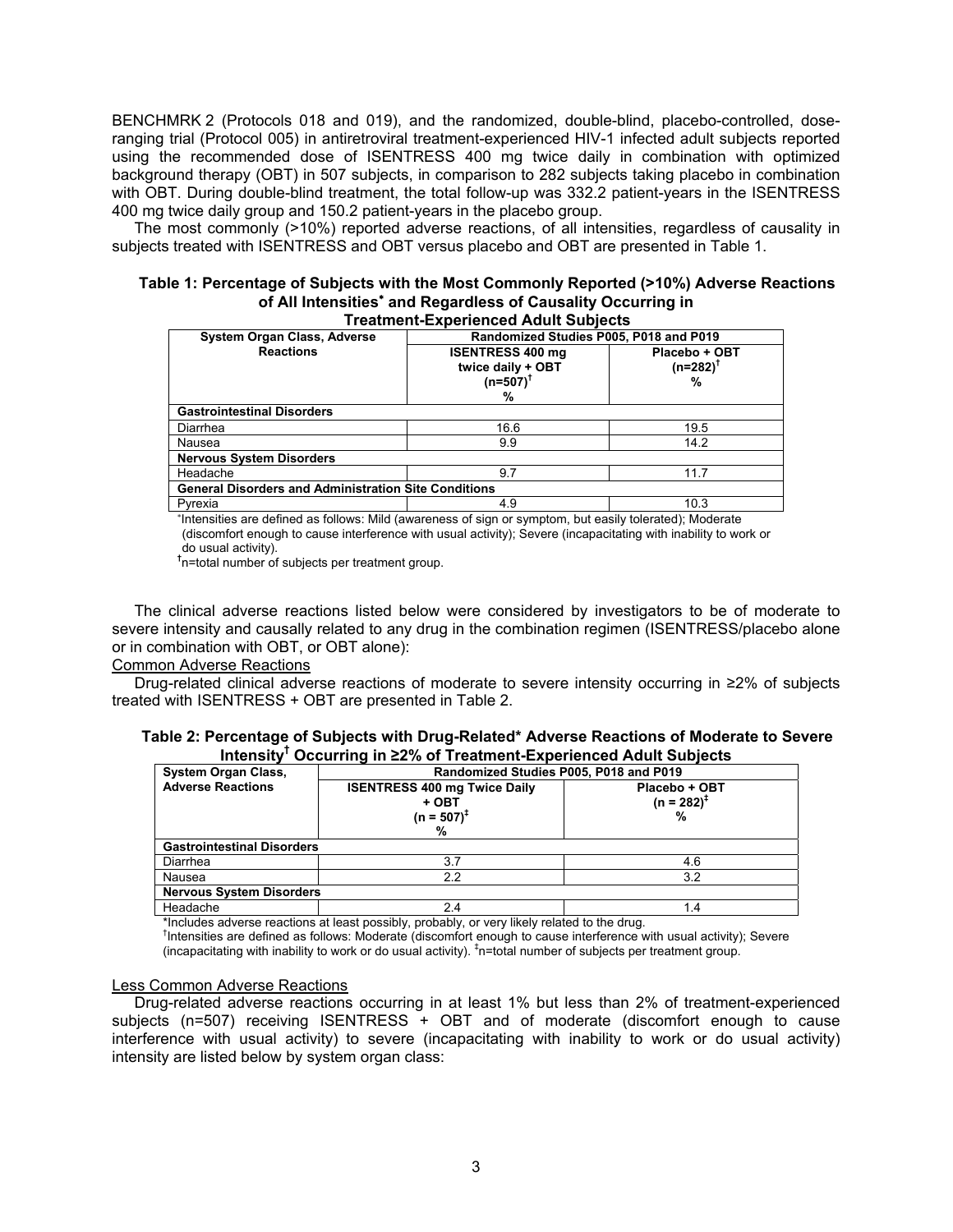BENCHMRK 2 (Protocols 018 and 019), and the randomized, double-blind, placebo-controlled, dose-ranging trial (Protocol 005) in antiretroviral treatment-experienced HIV-1 infected adult subjects reported using the recommended dose of ISENTRESS 400 mg twice daily in combination with optimized background therapy (OBT) in 507 subjects, in comparison to 282 subjects taking placebo in combination with OBT. During double-blind treatment, the total follow-up was 332.2 patient-years in the ISENTRESS 400 mg twice daily group and 150.2 patient-years in the placebo group.

The most commonly (>10%) reported adverse reactions, of all intensities, regardless of causality in subjects treated with ISENTRESS and OBT versus placebo and OBT are presented in Table 1.

**Table 1: Percentage of Subjects with the Most Commonly Reported (>10%) Adverse Reactions of All Intensities\* and Regardless of Causality Occurring in Treatment-Experienced Adult Subjects**

| System Organ Class, Adverse Reactions | Randomized Studies P005, P018 and P019 | |
|---|---|---|
| | ISENTRESS 400 mg twice daily + OBT (n=507)[†] % | Placebo + OBT (n=282)[†] % |
| **Gastrointestinal Disorders** | | |
| Diarrhea | 16.6 | 19.5 |
| Nausea | 9.9 | 14.2 |
| **Nervous System Disorders** | | |
| Headache | 9.7 | 11.7 |
| **General Disorders and Administration Site Conditions** | | |
| Pyrexia | 4.9 | 10.3 |

\*Intensities are defined as follows: Mild (awareness of sign or symptom, but easily tolerated); Moderate (discomfort enough to cause interference with usual activity); Severe (incapacitating with inability to work or do usual activity).

[†]n=total number of subjects per treatment group.

The clinical adverse reactions listed below were considered by investigators to be of moderate to severe intensity and causally related to any drug in the combination regimen (ISENTRESS/placebo alone or in combination with OBT, or OBT alone):

Common Adverse Reactions

Drug-related clinical adverse reactions of moderate to severe intensity occurring in ≥2% of subjects treated with ISENTRESS + OBT are presented in Table 2.

**Table 2: Percentage of Subjects with Drug-Related\* Adverse Reactions of Moderate to Severe Intensity[†] Occurring in ≥2% of Treatment-Experienced Adult Subjects**

| System Organ Class, Adverse Reactions | Randomized Studies P005, P018 and P019 | |
|---|---|---|
| | ISENTRESS 400 mg Twice Daily + OBT (n = 507)[‡] % | Placebo + OBT (n = 282)[‡] % |
| **Gastrointestinal Disorders** | | |
| Diarrhea | 3.7 | 4.6 |
| Nausea | 2.2 | 3.2 |
| **Nervous System Disorders** | | |
| Headache | 2.4 | 1.4 |

\*Includes adverse reactions at least possibly, probably, or very likely related to the drug.

[†]Intensities are defined as follows: Moderate (discomfort enough to cause interference with usual activity); Severe (incapacitating with inability to work or do usual activity). [‡]n=total number of subjects per treatment group.

Less Common Adverse Reactions

Drug-related adverse reactions occurring in at least 1% but less than 2% of treatment-experienced subjects (n=507) receiving ISENTRESS + OBT and of moderate (discomfort enough to cause interference with usual activity) to severe (incapacitating with inability to work or do usual activity) intensity are listed below by system organ class: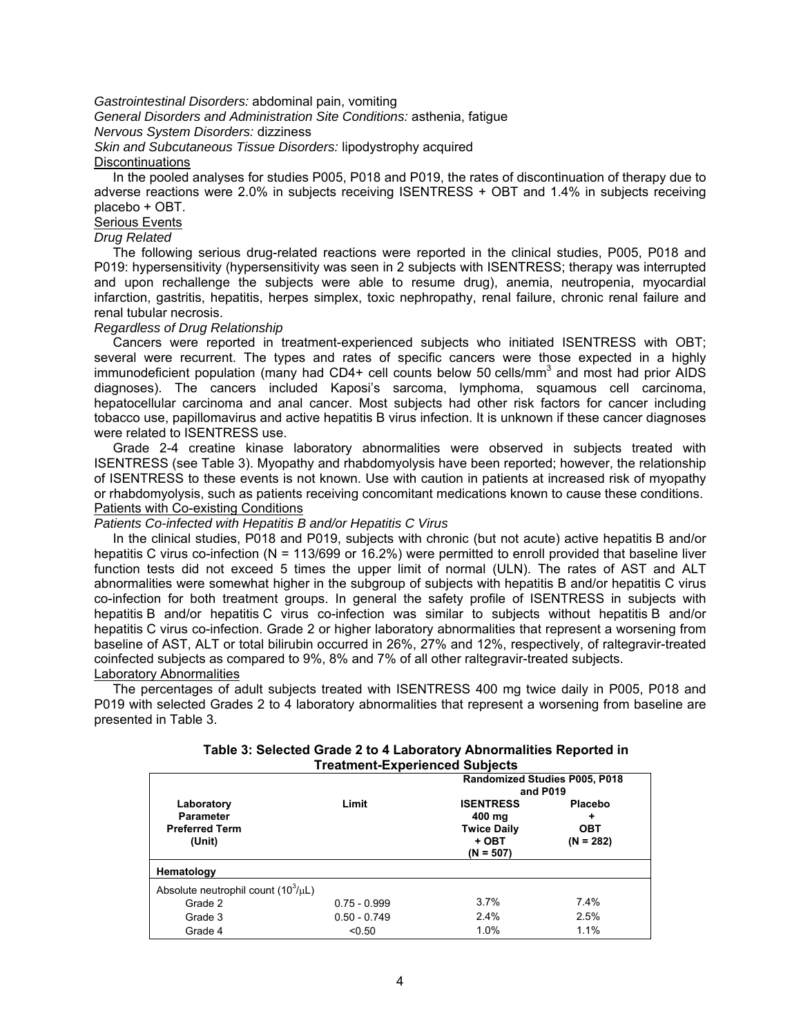*Gastrointestinal Disorders:* abdominal pain, vomiting
*General Disorders and Administration Site Conditions:* asthenia, fatigue
*Nervous System Disorders:* dizziness
*Skin and Subcutaneous Tissue Disorders:* lipodystrophy acquired

<u>Discontinuations</u>

In the pooled analyses for studies P005, P018 and P019, the rates of discontinuation of therapy due to adverse reactions were 2.0% in subjects receiving ISENTRESS + OBT and 1.4% in subjects receiving placebo + OBT.

<u>Serious Events</u>

*Drug Related*

The following serious drug-related reactions were reported in the clinical studies, P005, P018 and P019: hypersensitivity (hypersensitivity was seen in 2 subjects with ISENTRESS; therapy was interrupted and upon rechallenge the subjects were able to resume drug), anemia, neutropenia, myocardial infarction, gastritis, hepatitis, herpes simplex, toxic nephropathy, renal failure, chronic renal failure and renal tubular necrosis.

*Regardless of Drug Relationship*

Cancers were reported in treatment-experienced subjects who initiated ISENTRESS with OBT; several were recurrent. The types and rates of specific cancers were those expected in a highly immunodeficient population (many had CD4+ cell counts below 50 cells/mm$^3$ and most had prior AIDS diagnoses). The cancers included Kaposi's sarcoma, lymphoma, squamous cell carcinoma, hepatocellular carcinoma and anal cancer. Most subjects had other risk factors for cancer including tobacco use, papillomavirus and active hepatitis B virus infection. It is unknown if these cancer diagnoses were related to ISENTRESS use.

Grade 2-4 creatine kinase laboratory abnormalities were observed in subjects treated with ISENTRESS (see Table 3). Myopathy and rhabdomyolysis have been reported; however, the relationship of ISENTRESS to these events is not known. Use with caution in patients at increased risk of myopathy or rhabdomyolysis, such as patients receiving concomitant medications known to cause these conditions.

<u>Patients with Co-existing Conditions</u>

*Patients Co-infected with Hepatitis B and/or Hepatitis C Virus*

In the clinical studies, P018 and P019, subjects with chronic (but not acute) active hepatitis B and/or hepatitis C virus co-infection (N = 113/699 or 16.2%) were permitted to enroll provided that baseline liver function tests did not exceed 5 times the upper limit of normal (ULN). The rates of AST and ALT abnormalities were somewhat higher in the subgroup of subjects with hepatitis B and/or hepatitis C virus co-infection for both treatment groups. In general the safety profile of ISENTRESS in subjects with hepatitis B and/or hepatitis C virus co-infection was similar to subjects without hepatitis B and/or hepatitis C virus co-infection. Grade 2 or higher laboratory abnormalities that represent a worsening from baseline of AST, ALT or total bilirubin occurred in 26%, 27% and 12%, respectively, of raltegravir-treated coinfected subjects as compared to 9%, 8% and 7% of all other raltegravir-treated subjects.

<u>Laboratory Abnormalities</u>

The percentages of adult subjects treated with ISENTRESS 400 mg twice daily in P005, P018 and P019 with selected Grades 2 to 4 laboratory abnormalities that represent a worsening from baseline are presented in Table 3.

**Table 3: Selected Grade 2 to 4 Laboratory Abnormalities Reported in Treatment-Experienced Subjects**

| | | Randomized Studies P005, P018 and P019 | |
|---|---|---|---|
| **Laboratory Parameter Preferred Term (Unit)** | **Limit** | **ISENTRESS 400 mg Twice Daily + OBT (N = 507)** | **Placebo + OBT (N = 282)** |
| **Hematology** | | | |
| Absolute neutrophil count ($10^3/\mu L$) | | | |
| Grade 2 | 0.75 - 0.999 | 3.7% | 7.4% |
| Grade 3 | 0.50 - 0.749 | 2.4% | 2.5% |
| Grade 4 | <0.50 | 1.0% | 1.1% |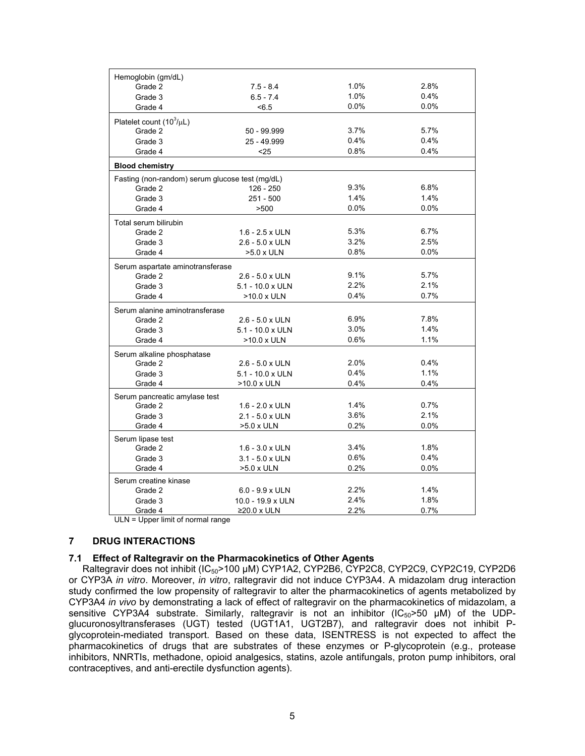| | | | |
|---|---|---|---|
| Hemoglobin (gm/dL) | | | |
| Grade 2 | 7.5 - 8.4 | 1.0% | 2.8% |
| Grade 3 | 6.5 - 7.4 | 1.0% | 0.4% |
| Grade 4 | <6.5 | 0.0% | 0.0% |
| Platelet count ($10^3$/μL) | | | |
| Grade 2 | 50 - 99.999 | 3.7% | 5.7% |
| Grade 3 | 25 - 49.999 | 0.4% | 0.4% |
| Grade 4 | <25 | 0.8% | 0.4% |
| **Blood chemistry** | | | |
| Fasting (non-random) serum glucose test (mg/dL) | | | |
| Grade 2 | 126 - 250 | 9.3% | 6.8% |
| Grade 3 | 251 - 500 | 1.4% | 1.4% |
| Grade 4 | >500 | 0.0% | 0.0% |
| Total serum bilirubin | | | |
| Grade 2 | 1.6 - 2.5 x ULN | 5.3% | 6.7% |
| Grade 3 | 2.6 - 5.0 x ULN | 3.2% | 2.5% |
| Grade 4 | >5.0 x ULN | 0.8% | 0.0% |
| Serum aspartate aminotransferase | | | |
| Grade 2 | 2.6 - 5.0 x ULN | 9.1% | 5.7% |
| Grade 3 | 5.1 - 10.0 x ULN | 2.2% | 2.1% |
| Grade 4 | >10.0 x ULN | 0.4% | 0.7% |
| Serum alanine aminotransferase | | | |
| Grade 2 | 2.6 - 5.0 x ULN | 6.9% | 7.8% |
| Grade 3 | 5.1 - 10.0 x ULN | 3.0% | 1.4% |
| Grade 4 | >10.0 x ULN | 0.6% | 1.1% |
| Serum alkaline phosphatase | | | |
| Grade 2 | 2.6 - 5.0 x ULN | 2.0% | 0.4% |
| Grade 3 | 5.1 - 10.0 x ULN | 0.4% | 1.1% |
| Grade 4 | >10.0 x ULN | 0.4% | 0.4% |
| Serum pancreatic amylase test | | | |
| Grade 2 | 1.6 - 2.0 x ULN | 1.4% | 0.7% |
| Grade 3 | 2.1 - 5.0 x ULN | 3.6% | 2.1% |
| Grade 4 | >5.0 x ULN | 0.2% | 0.0% |
| Serum lipase test | | | |
| Grade 2 | 1.6 - 3.0 x ULN | 3.4% | 1.8% |
| Grade 3 | 3.1 - 5.0 x ULN | 0.6% | 0.4% |
| Grade 4 | >5.0 x ULN | 0.2% | 0.0% |
| Serum creatine kinase | | | |
| Grade 2 | 6.0 - 9.9 x ULN | 2.2% | 1.4% |
| Grade 3 | 10.0 - 19.9 x ULN | 2.4% | 1.8% |
| Grade 4 | ≥20.0 x ULN | 2.2% | 0.7% |

ULN = Upper limit of normal range

## 7 DRUG INTERACTIONS

### 7.1 Effect of Raltegravir on the Pharmacokinetics of Other Agents

Raltegravir does not inhibit ($IC_{50}$>100 μM) CYP1A2, CYP2B6, CYP2C8, CYP2C9, CYP2C19, CYP2D6 or CYP3A *in vitro*. Moreover, *in vitro*, raltegravir did not induce CYP3A4. A midazolam drug interaction study confirmed the low propensity of raltegravir to alter the pharmacokinetics of agents metabolized by CYP3A4 *in vivo* by demonstrating a lack of effect of raltegravir on the pharmacokinetics of midazolam, a sensitive CYP3A4 substrate. Similarly, raltegravir is not an inhibitor ($IC_{50}$>50 μM) of the UDP-glucuronosyltransferases (UGT) tested (UGT1A1, UGT2B7), and raltegravir does not inhibit P-glycoprotein-mediated transport. Based on these data, ISENTRESS is not expected to affect the pharmacokinetics of drugs that are substrates of these enzymes or P-glycoprotein (e.g., protease inhibitors, NNRTIs, methadone, opioid analgesics, statins, azole antifungals, proton pump inhibitors, oral contraceptives, and anti-erectile dysfunction agents).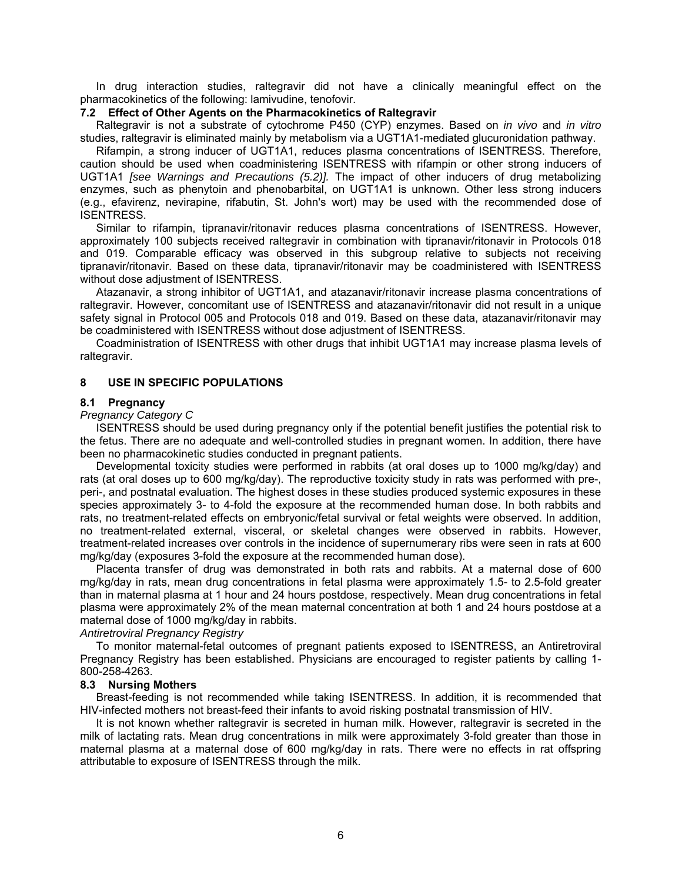In drug interaction studies, raltegravir did not have a clinically meaningful effect on the pharmacokinetics of the following: lamivudine, tenofovir.

### 7.2 Effect of Other Agents on the Pharmacokinetics of Raltegravir

Raltegravir is not a substrate of cytochrome P450 (CYP) enzymes. Based on *in vivo* and *in vitro* studies, raltegravir is eliminated mainly by metabolism via a UGT1A1-mediated glucuronidation pathway.

Rifampin, a strong inducer of UGT1A1, reduces plasma concentrations of ISENTRESS. Therefore, caution should be used when coadministering ISENTRESS with rifampin or other strong inducers of UGT1A1 *[see Warnings and Precautions (5.2)]*. The impact of other inducers of drug metabolizing enzymes, such as phenytoin and phenobarbital, on UGT1A1 is unknown. Other less strong inducers (e.g., efavirenz, nevirapine, rifabutin, St. John's wort) may be used with the recommended dose of ISENTRESS.

Similar to rifampin, tipranavir/ritonavir reduces plasma concentrations of ISENTRESS. However, approximately 100 subjects received raltegravir in combination with tipranavir/ritonavir in Protocols 018 and 019. Comparable efficacy was observed in this subgroup relative to subjects not receiving tipranavir/ritonavir. Based on these data, tipranavir/ritonavir may be coadministered with ISENTRESS without dose adjustment of ISENTRESS.

Atazanavir, a strong inhibitor of UGT1A1, and atazanavir/ritonavir increase plasma concentrations of raltegravir. However, concomitant use of ISENTRESS and atazanavir/ritonavir did not result in a unique safety signal in Protocol 005 and Protocols 018 and 019. Based on these data, atazanavir/ritonavir may be coadministered with ISENTRESS without dose adjustment of ISENTRESS.

Coadministration of ISENTRESS with other drugs that inhibit UGT1A1 may increase plasma levels of raltegravir.

## 8 USE IN SPECIFIC POPULATIONS

### 8.1 Pregnancy

*Pregnancy Category C*

ISENTRESS should be used during pregnancy only if the potential benefit justifies the potential risk to the fetus. There are no adequate and well-controlled studies in pregnant women. In addition, there have been no pharmacokinetic studies conducted in pregnant patients.

Developmental toxicity studies were performed in rabbits (at oral doses up to 1000 mg/kg/day) and rats (at oral doses up to 600 mg/kg/day). The reproductive toxicity study in rats was performed with pre-, peri-, and postnatal evaluation. The highest doses in these studies produced systemic exposures in these species approximately 3- to 4-fold the exposure at the recommended human dose. In both rabbits and rats, no treatment-related effects on embryonic/fetal survival or fetal weights were observed. In addition, no treatment-related external, visceral, or skeletal changes were observed in rabbits. However, treatment-related increases over controls in the incidence of supernumerary ribs were seen in rats at 600 mg/kg/day (exposures 3-fold the exposure at the recommended human dose).

Placenta transfer of drug was demonstrated in both rats and rabbits. At a maternal dose of 600 mg/kg/day in rats, mean drug concentrations in fetal plasma were approximately 1.5- to 2.5-fold greater than in maternal plasma at 1 hour and 24 hours postdose, respectively. Mean drug concentrations in fetal plasma were approximately 2% of the mean maternal concentration at both 1 and 24 hours postdose at a maternal dose of 1000 mg/kg/day in rabbits.

*Antiretroviral Pregnancy Registry*

To monitor maternal-fetal outcomes of pregnant patients exposed to ISENTRESS, an Antiretroviral Pregnancy Registry has been established. Physicians are encouraged to register patients by calling 1-800-258-4263.

### 8.3 Nursing Mothers

Breast-feeding is not recommended while taking ISENTRESS. In addition, it is recommended that HIV-infected mothers not breast-feed their infants to avoid risking postnatal transmission of HIV.

It is not known whether raltegravir is secreted in human milk. However, raltegravir is secreted in the milk of lactating rats. Mean drug concentrations in milk were approximately 3-fold greater than those in maternal plasma at a maternal dose of 600 mg/kg/day in rats. There were no effects in rat offspring attributable to exposure of ISENTRESS through the milk.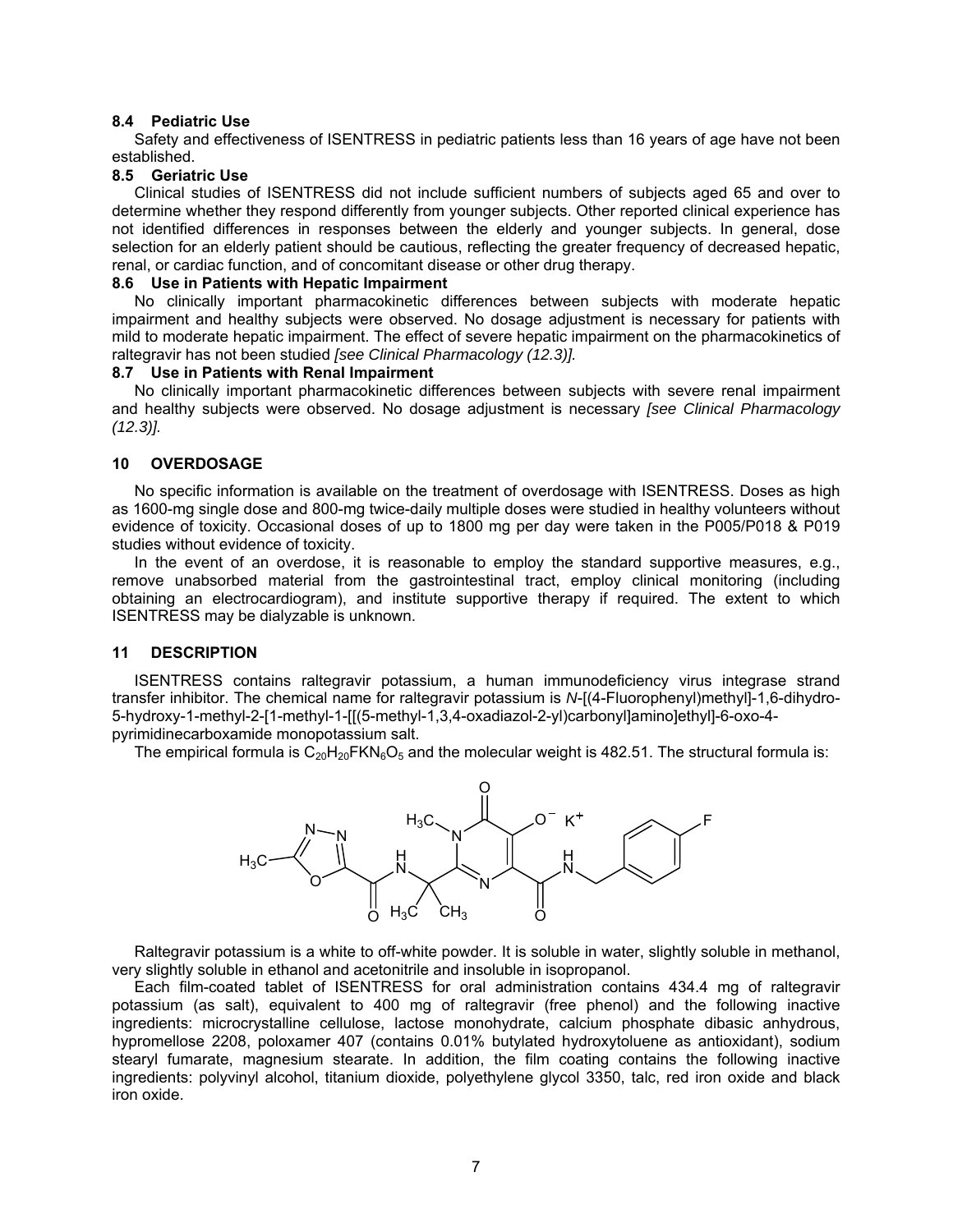### 8.4 Pediatric Use

Safety and effectiveness of ISENTRESS in pediatric patients less than 16 years of age have not been established.

### 8.5 Geriatric Use

Clinical studies of ISENTRESS did not include sufficient numbers of subjects aged 65 and over to determine whether they respond differently from younger subjects. Other reported clinical experience has not identified differences in responses between the elderly and younger subjects. In general, dose selection for an elderly patient should be cautious, reflecting the greater frequency of decreased hepatic, renal, or cardiac function, and of concomitant disease or other drug therapy.

### 8.6 Use in Patients with Hepatic Impairment

No clinically important pharmacokinetic differences between subjects with moderate hepatic impairment and healthy subjects were observed. No dosage adjustment is necessary for patients with mild to moderate hepatic impairment. The effect of severe hepatic impairment on the pharmacokinetics of raltegravir has not been studied *[see Clinical Pharmacology (12.3)]*.

### 8.7 Use in Patients with Renal Impairment

No clinically important pharmacokinetic differences between subjects with severe renal impairment and healthy subjects were observed. No dosage adjustment is necessary *[see Clinical Pharmacology (12.3)]*.

## 10 OVERDOSAGE

No specific information is available on the treatment of overdosage with ISENTRESS. Doses as high as 1600-mg single dose and 800-mg twice-daily multiple doses were studied in healthy volunteers without evidence of toxicity. Occasional doses of up to 1800 mg per day were taken in the P005/P018 & P019 studies without evidence of toxicity.

In the event of an overdose, it is reasonable to employ the standard supportive measures, e.g., remove unabsorbed material from the gastrointestinal tract, employ clinical monitoring (including obtaining an electrocardiogram), and institute supportive therapy if required. The extent to which ISENTRESS may be dialyzable is unknown.

## 11 DESCRIPTION

ISENTRESS contains raltegravir potassium, a human immunodeficiency virus integrase strand transfer inhibitor. The chemical name for raltegravir potassium is *N*-[(4-Fluorophenyl)methyl]-1,6-dihydro-5-hydroxy-1-methyl-2-[1-methyl-1-[[(5-methyl-1,3,4-oxadiazol-2-yl)carbonyl]amino]ethyl]-6-oxo-4-pyrimidinecarboxamide monopotassium salt.

The empirical formula is $C_{20}H_{20}FKN_6O_5$ and the molecular weight is 482.51. The structural formula is:

Raltegravir potassium is a white to off-white powder. It is soluble in water, slightly soluble in methanol, very slightly soluble in ethanol and acetonitrile and insoluble in isopropanol.

Each film-coated tablet of ISENTRESS for oral administration contains 434.4 mg of raltegravir potassium (as salt), equivalent to 400 mg of raltegravir (free phenol) and the following inactive ingredients: microcrystalline cellulose, lactose monohydrate, calcium phosphate dibasic anhydrous, hypromellose 2208, poloxamer 407 (contains 0.01% butylated hydroxytoluene as antioxidant), sodium stearyl fumarate, magnesium stearate. In addition, the film coating contains the following inactive ingredients: polyvinyl alcohol, titanium dioxide, polyethylene glycol 3350, talc, red iron oxide and black iron oxide.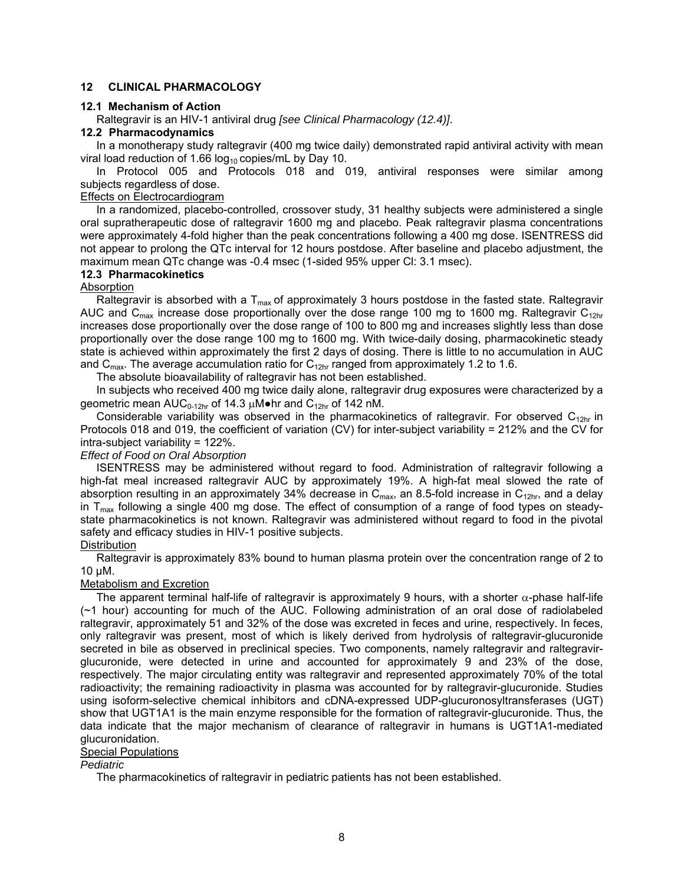## 12 CLINICAL PHARMACOLOGY

### 12.1 Mechanism of Action

Raltegravir is an HIV-1 antiviral drug *[see Clinical Pharmacology (12.4)]*.

### 12.2 Pharmacodynamics

In a monotherapy study raltegravir (400 mg twice daily) demonstrated rapid antiviral activity with mean viral load reduction of 1.66 $\log_{10}$ copies/mL by Day 10.

In Protocol 005 and Protocols 018 and 019, antiviral responses were similar among subjects regardless of dose.

Effects on Electrocardiogram

In a randomized, placebo-controlled, crossover study, 31 healthy subjects were administered a single oral supratherapeutic dose of raltegravir 1600 mg and placebo. Peak raltegravir plasma concentrations were approximately 4-fold higher than the peak concentrations following a 400 mg dose. ISENTRESS did not appear to prolong the QTc interval for 12 hours postdose. After baseline and placebo adjustment, the maximum mean QTc change was -0.4 msec (1-sided 95% upper Cl: 3.1 msec).

### 12.3 Pharmacokinetics

Absorption

Raltegravir is absorbed with a $T_{max}$ of approximately 3 hours postdose in the fasted state. Raltegravir AUC and $C_{max}$ increase dose proportionally over the dose range 100 mg to 1600 mg. Raltegravir $C_{12hr}$ increases dose proportionally over the dose range of 100 to 800 mg and increases slightly less than dose proportionally over the dose range 100 mg to 1600 mg. With twice-daily dosing, pharmacokinetic steady state is achieved within approximately the first 2 days of dosing. There is little to no accumulation in AUC and $C_{max}$. The average accumulation ratio for $C_{12hr}$ ranged from approximately 1.2 to 1.6.

The absolute bioavailability of raltegravir has not been established.

In subjects who received 400 mg twice daily alone, raltegravir drug exposures were characterized by a geometric mean $AUC_{0\text{-}12hr}$ of 14.3 μM●hr and $C_{12hr}$ of 142 nM.

Considerable variability was observed in the pharmacokinetics of raltegravir. For observed $C_{12hr}$ in Protocols 018 and 019, the coefficient of variation (CV) for inter-subject variability = 212% and the CV for intra-subject variability = 122%.

*Effect of Food on Oral Absorption*

ISENTRESS may be administered without regard to food. Administration of raltegravir following a high-fat meal increased raltegravir AUC by approximately 19%. A high-fat meal slowed the rate of absorption resulting in an approximately 34% decrease in $C_{max}$, an 8.5-fold increase in $C_{12hr}$, and a delay in $T_{max}$ following a single 400 mg dose. The effect of consumption of a range of food types on steady-state pharmacokinetics is not known. Raltegravir was administered without regard to food in the pivotal safety and efficacy studies in HIV-1 positive subjects.

Distribution

Raltegravir is approximately 83% bound to human plasma protein over the concentration range of 2 to 10 μM.

Metabolism and Excretion

The apparent terminal half-life of raltegravir is approximately 9 hours, with a shorter α-phase half-life (~1 hour) accounting for much of the AUC. Following administration of an oral dose of radiolabeled raltegravir, approximately 51 and 32% of the dose was excreted in feces and urine, respectively. In feces, only raltegravir was present, most of which is likely derived from hydrolysis of raltegravir-glucuronide secreted in bile as observed in preclinical species. Two components, namely raltegravir and raltegravir-glucuronide, were detected in urine and accounted for approximately 9 and 23% of the dose, respectively. The major circulating entity was raltegravir and represented approximately 70% of the total radioactivity; the remaining radioactivity in plasma was accounted for by raltegravir-glucuronide. Studies using isoform-selective chemical inhibitors and cDNA-expressed UDP-glucuronosyltransferases (UGT) show that UGT1A1 is the main enzyme responsible for the formation of raltegravir-glucuronide. Thus, the data indicate that the major mechanism of clearance of raltegravir in humans is UGT1A1-mediated glucuronidation.

Special Populations

*Pediatric*

The pharmacokinetics of raltegravir in pediatric patients has not been established.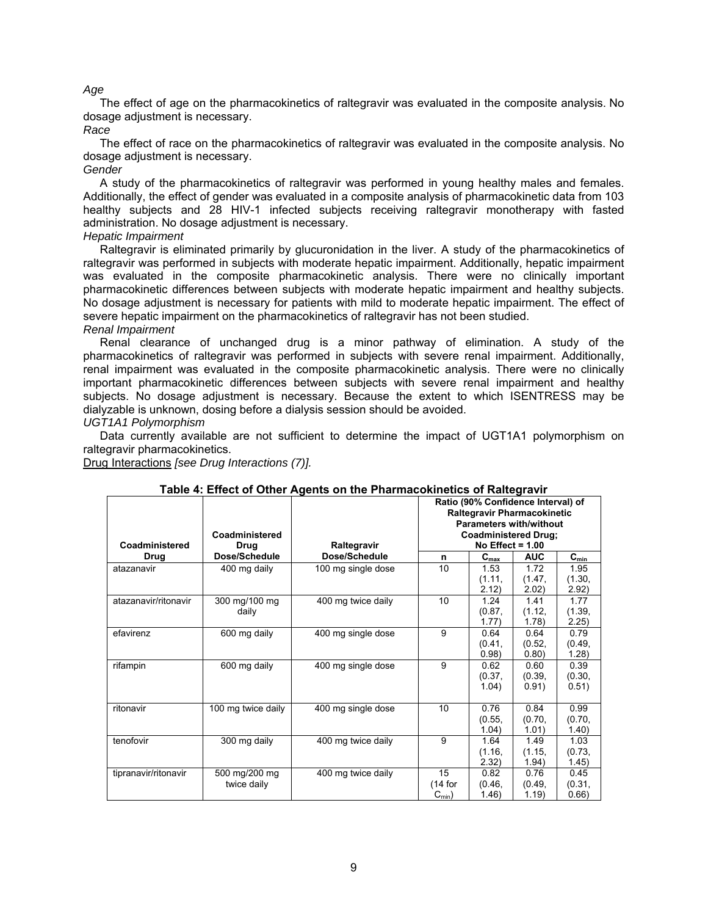*Age*

The effect of age on the pharmacokinetics of raltegravir was evaluated in the composite analysis. No dosage adjustment is necessary.

*Race*

The effect of race on the pharmacokinetics of raltegravir was evaluated in the composite analysis. No dosage adjustment is necessary.

*Gender*

A study of the pharmacokinetics of raltegravir was performed in young healthy males and females. Additionally, the effect of gender was evaluated in a composite analysis of pharmacokinetic data from 103 healthy subjects and 28 HIV-1 infected subjects receiving raltegravir monotherapy with fasted administration. No dosage adjustment is necessary.

*Hepatic Impairment*

Raltegravir is eliminated primarily by glucuronidation in the liver. A study of the pharmacokinetics of raltegravir was performed in subjects with moderate hepatic impairment. Additionally, hepatic impairment was evaluated in the composite pharmacokinetic analysis. There were no clinically important pharmacokinetic differences between subjects with moderate hepatic impairment and healthy subjects. No dosage adjustment is necessary for patients with mild to moderate hepatic impairment. The effect of severe hepatic impairment on the pharmacokinetics of raltegravir has not been studied.

*Renal Impairment*

Renal clearance of unchanged drug is a minor pathway of elimination. A study of the pharmacokinetics of raltegravir was performed in subjects with severe renal impairment. Additionally, renal impairment was evaluated in the composite pharmacokinetic analysis. There were no clinically important pharmacokinetic differences between subjects with severe renal impairment and healthy subjects. No dosage adjustment is necessary. Because the extent to which ISENTRESS may be dialyzable is unknown, dosing before a dialysis session should be avoided.

*UGT1A1 Polymorphism*

Data currently available are not sufficient to determine the impact of UGT1A1 polymorphism on raltegravir pharmacokinetics.

Drug Interactions *[see Drug Interactions (7)].*

**Table 4: Effect of Other Agents on the Pharmacokinetics of Raltegravir**

| Coadministered Drug | Coadministered Drug Dose/Schedule | Raltegravir Dose/Schedule | Ratio (90% Confidence Interval) of Raltegravir Pharmacokinetic Parameters with/without Coadministered Drug; No Effect = 1.00 | | | |
|---|---|---|---|---|---|---|
| | | | n | $C_{max}$ | AUC | $C_{min}$ |
| atazanavir | 400 mg daily | 100 mg single dose | 10 | 1.53 (1.11, 2.12) | 1.72 (1.47, 2.02) | 1.95 (1.30, 2.92) |
| atazanavir/ritonavir | 300 mg/100 mg daily | 400 mg twice daily | 10 | 1.24 (0.87, 1.77) | 1.41 (1.12, 1.78) | 1.77 (1.39, 2.25) |
| efavirenz | 600 mg daily | 400 mg single dose | 9 | 0.64 (0.41, 0.98) | 0.64 (0.52, 0.80) | 0.79 (0.49, 1.28) |
| rifampin | 600 mg daily | 400 mg single dose | 9 | 0.62 (0.37, 1.04) | 0.60 (0.39, 0.91) | 0.39 (0.30, 0.51) |
| ritonavir | 100 mg twice daily | 400 mg single dose | 10 | 0.76 (0.55, 1.04) | 0.84 (0.70, 1.01) | 0.99 (0.70, 1.40) |
| tenofovir | 300 mg daily | 400 mg twice daily | 9 | 1.64 (1.16, 2.32) | 1.49 (1.15, 1.94) | 1.03 (0.73, 1.45) |
| tipranavir/ritonavir | 500 mg/200 mg twice daily | 400 mg twice daily | 15 (14 for $C_{min}$) | 0.82 (0.46, 1.46) | 0.76 (0.49, 1.19) | 0.45 (0.31, 0.66) |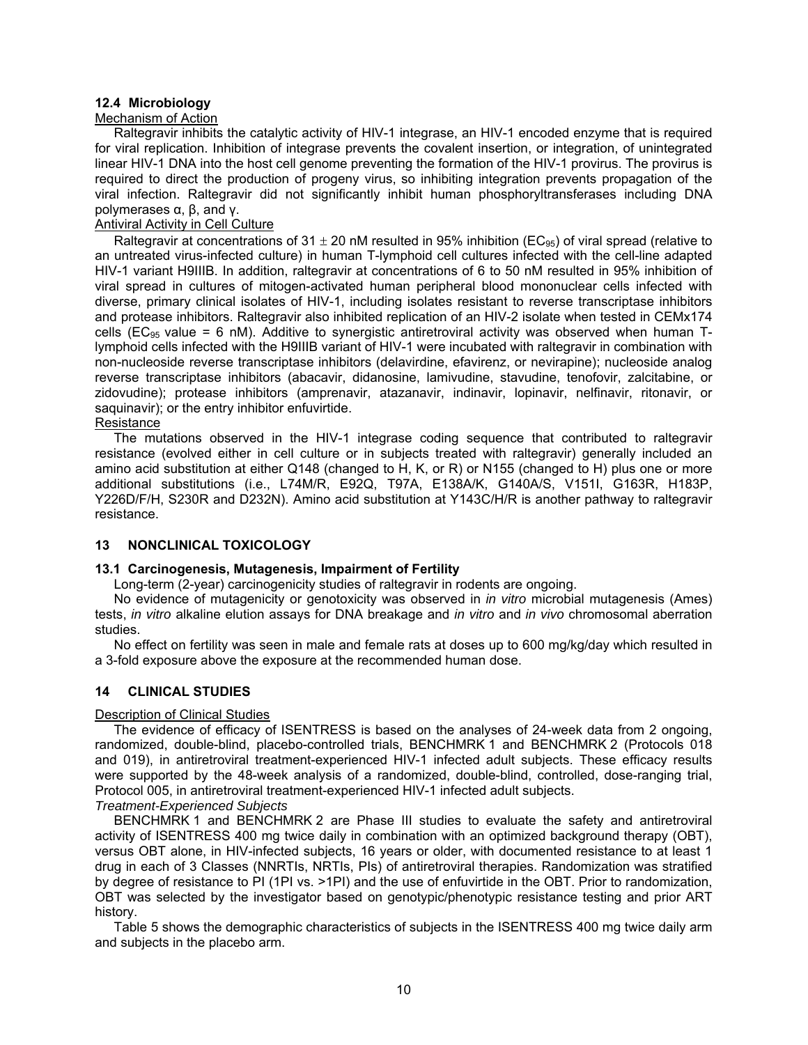### 12.4 Microbiology

Mechanism of Action

Raltegravir inhibits the catalytic activity of HIV-1 integrase, an HIV-1 encoded enzyme that is required for viral replication. Inhibition of integrase prevents the covalent insertion, or integration, of unintegrated linear HIV-1 DNA into the host cell genome preventing the formation of the HIV-1 provirus. The provirus is required to direct the production of progeny virus, so inhibiting integration prevents propagation of the viral infection. Raltegravir did not significantly inhibit human phosphoryltransferases including DNA polymerases α, β, and γ.

Antiviral Activity in Cell Culture

Raltegravir at concentrations of $31 \pm 20$ nM resulted in 95% inhibition ($EC_{95}$) of viral spread (relative to an untreated virus-infected culture) in human T-lymphoid cell cultures infected with the cell-line adapted HIV-1 variant H9IIIB. In addition, raltegravir at concentrations of 6 to 50 nM resulted in 95% inhibition of viral spread in cultures of mitogen-activated human peripheral blood mononuclear cells infected with diverse, primary clinical isolates of HIV-1, including isolates resistant to reverse transcriptase inhibitors and protease inhibitors. Raltegravir also inhibited replication of an HIV-2 isolate when tested in CEMx174 cells ($EC_{95}$ value = 6 nM). Additive to synergistic antiretroviral activity was observed when human T-lymphoid cells infected with the H9IIIB variant of HIV-1 were incubated with raltegravir in combination with non-nucleoside reverse transcriptase inhibitors (delavirdine, efavirenz, or nevirapine); nucleoside analog reverse transcriptase inhibitors (abacavir, didanosine, lamivudine, stavudine, tenofovir, zalcitabine, or zidovudine); protease inhibitors (amprenavir, atazanavir, indinavir, lopinavir, nelfinavir, ritonavir, or saquinavir); or the entry inhibitor enfuvirtide.

Resistance

The mutations observed in the HIV-1 integrase coding sequence that contributed to raltegravir resistance (evolved either in cell culture or in subjects treated with raltegravir) generally included an amino acid substitution at either Q148 (changed to H, K, or R) or N155 (changed to H) plus one or more additional substitutions (i.e., L74M/R, E92Q, T97A, E138A/K, G140A/S, V151I, G163R, H183P, Y226D/F/H, S230R and D232N). Amino acid substitution at Y143C/H/R is another pathway to raltegravir resistance.

## 13 NONCLINICAL TOXICOLOGY

### 13.1 Carcinogenesis, Mutagenesis, Impairment of Fertility

Long-term (2-year) carcinogenicity studies of raltegravir in rodents are ongoing.

No evidence of mutagenicity or genotoxicity was observed in *in vitro* microbial mutagenesis (Ames) tests, *in vitro* alkaline elution assays for DNA breakage and *in vitro* and *in vivo* chromosomal aberration studies.

No effect on fertility was seen in male and female rats at doses up to 600 mg/kg/day which resulted in a 3-fold exposure above the exposure at the recommended human dose.

## 14 CLINICAL STUDIES

Description of Clinical Studies

The evidence of efficacy of ISENTRESS is based on the analyses of 24-week data from 2 ongoing, randomized, double-blind, placebo-controlled trials, BENCHMRK 1 and BENCHMRK 2 (Protocols 018 and 019), in antiretroviral treatment-experienced HIV-1 infected adult subjects. These efficacy results were supported by the 48-week analysis of a randomized, double-blind, controlled, dose-ranging trial, Protocol 005, in antiretroviral treatment-experienced HIV-1 infected adult subjects.

*Treatment-Experienced Subjects*

BENCHMRK 1 and BENCHMRK 2 are Phase III studies to evaluate the safety and antiretroviral activity of ISENTRESS 400 mg twice daily in combination with an optimized background therapy (OBT), versus OBT alone, in HIV-infected subjects, 16 years or older, with documented resistance to at least 1 drug in each of 3 Classes (NNRTIs, NRTIs, PIs) of antiretroviral therapies. Randomization was stratified by degree of resistance to PI (1PI vs. >1PI) and the use of enfuvirtide in the OBT. Prior to randomization, OBT was selected by the investigator based on genotypic/phenotypic resistance testing and prior ART history.

Table 5 shows the demographic characteristics of subjects in the ISENTRESS 400 mg twice daily arm and subjects in the placebo arm.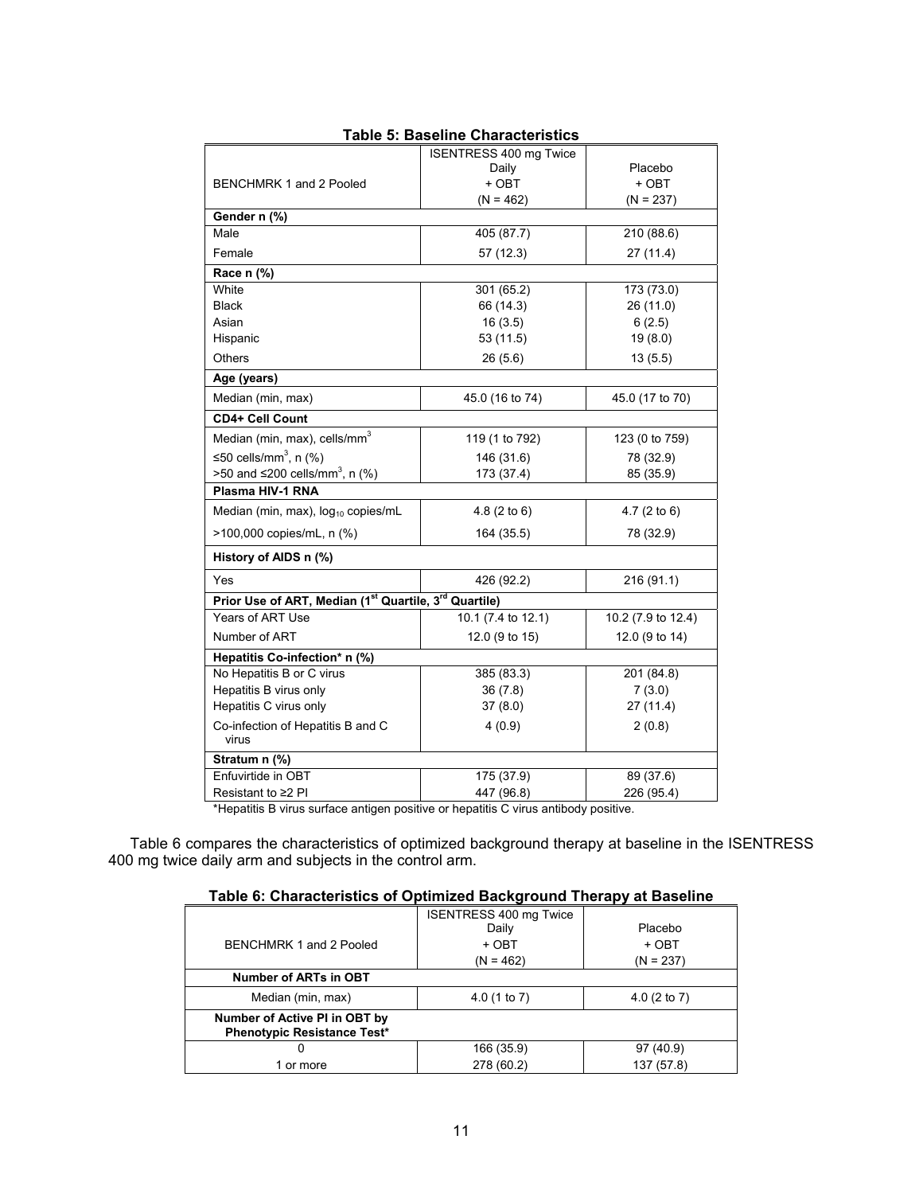**Table 5: Baseline Characteristics**

| BENCHMRK 1 and 2 Pooled | ISENTRESS 400 mg Twice Daily + OBT (N = 462) | Placebo + OBT (N = 237) |
|---|---|---|
| **Gender n (%)** | | |
| Male | 405 (87.7) | 210 (88.6) |
| Female | 57 (12.3) | 27 (11.4) |
| **Race n (%)** | | |
| White | 301 (65.2) | 173 (73.0) |
| Black | 66 (14.3) | 26 (11.0) |
| Asian | 16 (3.5) | 6 (2.5) |
| Hispanic | 53 (11.5) | 19 (8.0) |
| Others | 26 (5.6) | 13 (5.5) |
| **Age (years)** | | |
| Median (min, max) | 45.0 (16 to 74) | 45.0 (17 to 70) |
| **CD4+ Cell Count** | | |
| Median (min, max), cells/mm$^3$ | 119 (1 to 792) | 123 (0 to 759) |
| ≤50 cells/mm$^3$, n (%) | 146 (31.6) | 78 (32.9) |
| >50 and ≤200 cells/mm$^3$, n (%) | 173 (37.4) | 85 (35.9) |
| **Plasma HIV-1 RNA** | | |
| Median (min, max), $\log_{10}$ copies/mL | 4.8 (2 to 6) | 4.7 (2 to 6) |
| >100,000 copies/mL, n (%) | 164 (35.5) | 78 (32.9) |
| **History of AIDS n (%)** | | |
| Yes | 426 (92.2) | 216 (91.1) |
| **Prior Use of ART, Median (1st Quartile, 3rd Quartile)** | | |
| Years of ART Use | 10.1 (7.4 to 12.1) | 10.2 (7.9 to 12.4) |
| Number of ART | 12.0 (9 to 15) | 12.0 (9 to 14) |
| **Hepatitis Co-infection* n (%)** | | |
| No Hepatitis B or C virus | 385 (83.3) | 201 (84.8) |
| Hepatitis B virus only | 36 (7.8) | 7 (3.0) |
| Hepatitis C virus only | 37 (8.0) | 27 (11.4) |
| Co-infection of Hepatitis B and C virus | 4 (0.9) | 2 (0.8) |
| **Stratum n (%)** | | |
| Enfuvirtide in OBT | 175 (37.9) | 89 (37.6) |
| Resistant to ≥2 PI | 447 (96.8) | 226 (95.4) |

*Hepatitis B virus surface antigen positive or hepatitis C virus antibody positive.

Table 6 compares the characteristics of optimized background therapy at baseline in the ISENTRESS 400 mg twice daily arm and subjects in the control arm.

**Table 6: Characteristics of Optimized Background Therapy at Baseline**

| BENCHMRK 1 and 2 Pooled | ISENTRESS 400 mg Twice Daily + OBT (N = 462) | Placebo + OBT (N = 237) |
|---|---|---|
| **Number of ARTs in OBT** | | |
| Median (min, max) | 4.0 (1 to 7) | 4.0 (2 to 7) |
| **Number of Active PI in OBT by Phenotypic Resistance Test*** | | |
| 0 | 166 (35.9) | 97 (40.9) |
| 1 or more | 278 (60.2) | 137 (57.8) |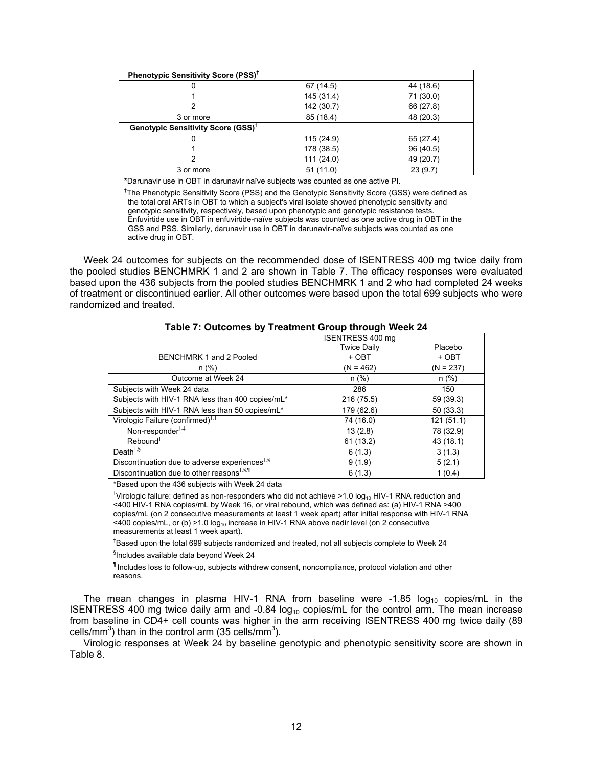| **Phenotypic Sensitivity Score (PSS)**[†] | | |
|---|---|---|
| 0 | 67 (14.5) | 44 (18.6) |
| 1 | 145 (31.4) | 71 (30.0) |
| 2 | 142 (30.7) | 66 (27.8) |
| 3 or more | 85 (18.4) | 48 (20.3) |
| **Genotypic Sensitivity Score (GSS)**[†] | | |
| 0 | 115 (24.9) | 65 (27.4) |
| 1 | 178 (38.5) | 96 (40.5) |
| 2 | 111 (24.0) | 49 (20.7) |
| 3 or more | 51 (11.0) | 23 (9.7) |

*Darunavir use in OBT in darunavir naïve subjects was counted as one active PI.

[†]The Phenotypic Sensitivity Score (PSS) and the Genotypic Sensitivity Score (GSS) were defined as the total oral ARTs in OBT to which a subject's viral isolate showed phenotypic sensitivity and genotypic sensitivity, respectively, based upon phenotypic and genotypic resistance tests. Enfuvirtide use in OBT in enfuvirtide-naïve subjects was counted as one active drug in OBT in the GSS and PSS. Similarly, darunavir use in OBT in darunavir-naïve subjects was counted as one active drug in OBT.

Week 24 outcomes for subjects on the recommended dose of ISENTRESS 400 mg twice daily from the pooled studies BENCHMRK 1 and 2 are shown in Table 7. The efficacy responses were evaluated based upon the 436 subjects from the pooled studies BENCHMRK 1 and 2 who had completed 24 weeks of treatment or discontinued earlier. All other outcomes were based upon the total 699 subjects who were randomized and treated.

**Table 7: Outcomes by Treatment Group through Week 24**

| BENCHMRK 1 and 2 Pooled n (%) | ISENTRESS 400 mg Twice Daily + OBT (N = 462) | Placebo + OBT (N = 237) |
|---|---|---|
| Outcome at Week 24 | n (%) | n (%) |
| Subjects with Week 24 data | 286 | 150 |
| Subjects with HIV-1 RNA less than 400 copies/mL* | 216 (75.5) | 59 (39.3) |
| Subjects with HIV-1 RNA less than 50 copies/mL* | 179 (62.6) | 50 (33.3) |
| Virologic Failure (confirmed)[†,‡] | 74 (16.0) | 121 (51.1) |
| Non-responder[†,‡] | 13 (2.8) | 78 (32.9) |
| Rebound[†,‡] | 61 (13.2) | 43 (18.1) |
| Death[‡,§] | 6 (1.3) | 3 (1.3) |
| Discontinuation due to adverse experiences[‡,§] | 9 (1.9) | 5 (2.1) |
| Discontinuation due to other reasons[‡,§,¶] | 6 (1.3) | 1 (0.4) |

*Based upon the 436 subjects with Week 24 data

[†]Virologic failure: defined as non-responders who did not achieve >1.0 $\log_{10}$ HIV-1 RNA reduction and <400 HIV-1 RNA copies/mL by Week 16, or viral rebound, which was defined as: (a) HIV-1 RNA >400 copies/mL (on 2 consecutive measurements at least 1 week apart) after initial response with HIV-1 RNA <400 copies/mL, or (b) >1.0 $\log_{10}$ increase in HIV-1 RNA above nadir level (on 2 consecutive measurements at least 1 week apart).

[‡]Based upon the total 699 subjects randomized and treated, not all subjects complete to Week 24

[§]Includes available data beyond Week 24

[¶]Includes loss to follow-up, subjects withdrew consent, noncompliance, protocol violation and other reasons.

The mean changes in plasma HIV-1 RNA from baseline were -1.85 $\log_{10}$ copies/mL in the ISENTRESS 400 mg twice daily arm and -0.84 $\log_{10}$ copies/mL for the control arm. The mean increase from baseline in CD4+ cell counts was higher in the arm receiving ISENTRESS 400 mg twice daily (89 cells/$mm^3$) than in the control arm (35 cells/$mm^3$).

Virologic responses at Week 24 by baseline genotypic and phenotypic sensitivity score are shown in Table 8.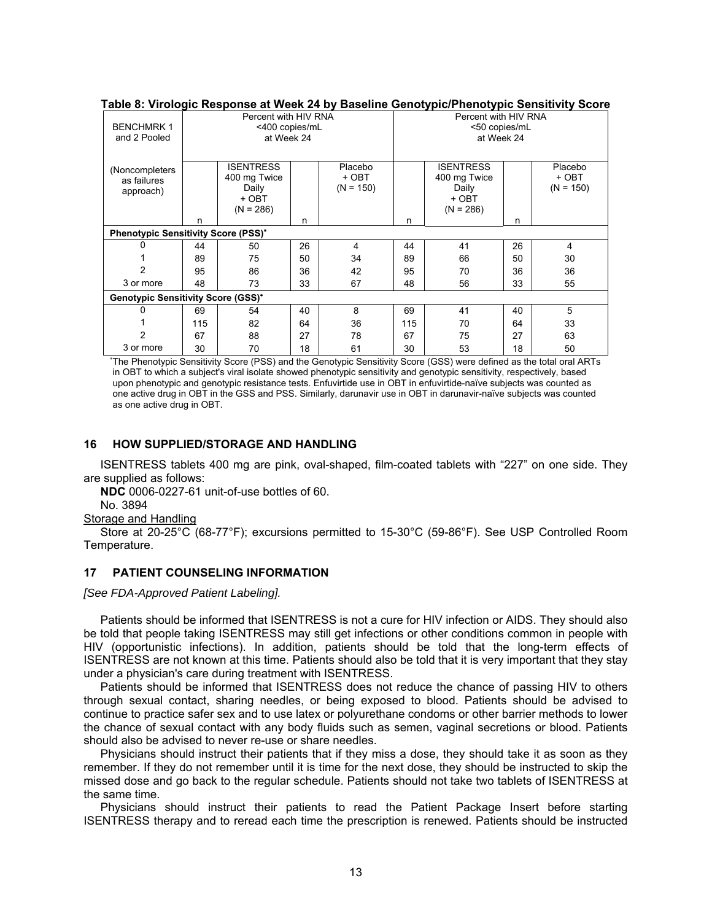**Table 8: Virologic Response at Week 24 by Baseline Genotypic/Phenotypic Sensitivity Score**

| BENCHMRK 1 and 2 Pooled | Percent with HIV RNA <400 copies/mL at Week 24 | | | | Percent with HIV RNA <50 copies/mL at Week 24 | | | |
|---|---|---|---|---|---|---|---|---|
| (Noncompleters as failures approach) | n | ISENTRESS 400 mg Twice Daily + OBT (N = 286) | n | Placebo + OBT (N = 150) | n | ISENTRESS 400 mg Twice Daily + OBT (N = 286) | n | Placebo + OBT (N = 150) |
| **Phenotypic Sensitivity Score (PSS)*** | | | | | | | | |
| 0 | 44 | 50 | 26 | 4 | 44 | 41 | 26 | 4 |
| 1 | 89 | 75 | 50 | 34 | 89 | 66 | 50 | 30 |
| 2 | 95 | 86 | 36 | 42 | 95 | 70 | 36 | 36 |
| 3 or more | 48 | 73 | 33 | 67 | 48 | 56 | 33 | 55 |
| **Genotypic Sensitivity Score (GSS)*** | | | | | | | | |
| 0 | 69 | 54 | 40 | 8 | 69 | 41 | 40 | 5 |
| 1 | 115 | 82 | 64 | 36 | 115 | 70 | 64 | 33 |
| 2 | 67 | 88 | 27 | 78 | 67 | 75 | 27 | 63 |
| 3 or more | 30 | 70 | 18 | 61 | 30 | 53 | 18 | 50 |

*The Phenotypic Sensitivity Score (PSS) and the Genotypic Sensitivity Score (GSS) were defined as the total oral ARTs in OBT to which a subject's viral isolate showed phenotypic sensitivity and genotypic sensitivity, respectively, based upon phenotypic and genotypic resistance tests. Enfuvirtide use in OBT in enfuvirtide-naïve subjects was counted as one active drug in OBT in the GSS and PSS. Similarly, darunavir use in OBT in darunavir-naïve subjects was counted as one active drug in OBT.

## 16 HOW SUPPLIED/STORAGE AND HANDLING

ISENTRESS tablets 400 mg are pink, oval-shaped, film-coated tablets with "227" on one side. They are supplied as follows:

**NDC** 0006-0227-61 unit-of-use bottles of 60.

No. 3894

Storage and Handling

Store at 20-25°C (68-77°F); excursions permitted to 15-30°C (59-86°F). See USP Controlled Room Temperature.

## 17 PATIENT COUNSELING INFORMATION

*[See FDA-Approved Patient Labeling].*

Patients should be informed that ISENTRESS is not a cure for HIV infection or AIDS. They should also be told that people taking ISENTRESS may still get infections or other conditions common in people with HIV (opportunistic infections). In addition, patients should be told that the long-term effects of ISENTRESS are not known at this time. Patients should also be told that it is very important that they stay under a physician's care during treatment with ISENTRESS.

Patients should be informed that ISENTRESS does not reduce the chance of passing HIV to others through sexual contact, sharing needles, or being exposed to blood. Patients should be advised to continue to practice safer sex and to use latex or polyurethane condoms or other barrier methods to lower the chance of sexual contact with any body fluids such as semen, vaginal secretions or blood. Patients should also be advised to never re-use or share needles.

Physicians should instruct their patients that if they miss a dose, they should take it as soon as they remember. If they do not remember until it is time for the next dose, they should be instructed to skip the missed dose and go back to the regular schedule. Patients should not take two tablets of ISENTRESS at the same time.

Physicians should instruct their patients to read the Patient Package Insert before starting ISENTRESS therapy and to reread each time the prescription is renewed. Patients should be instructed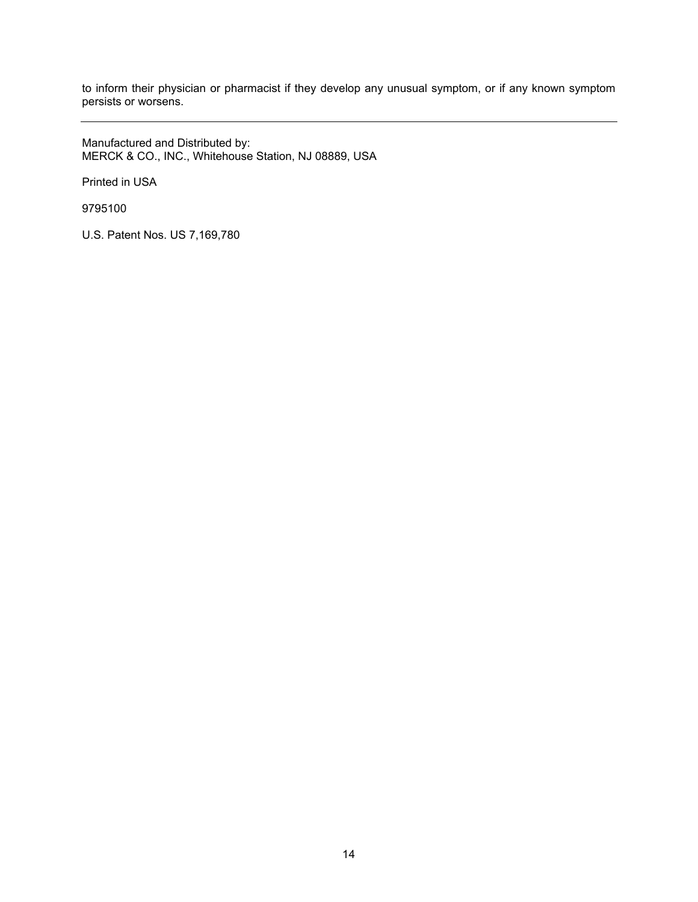to inform their physician or pharmacist if they develop any unusual symptom, or if any known symptom persists or worsens.

---

Manufactured and Distributed by:
MERCK & CO., INC., Whitehouse Station, NJ 08889, USA

Printed in USA

9795100

U.S. Patent Nos. US 7,169,780